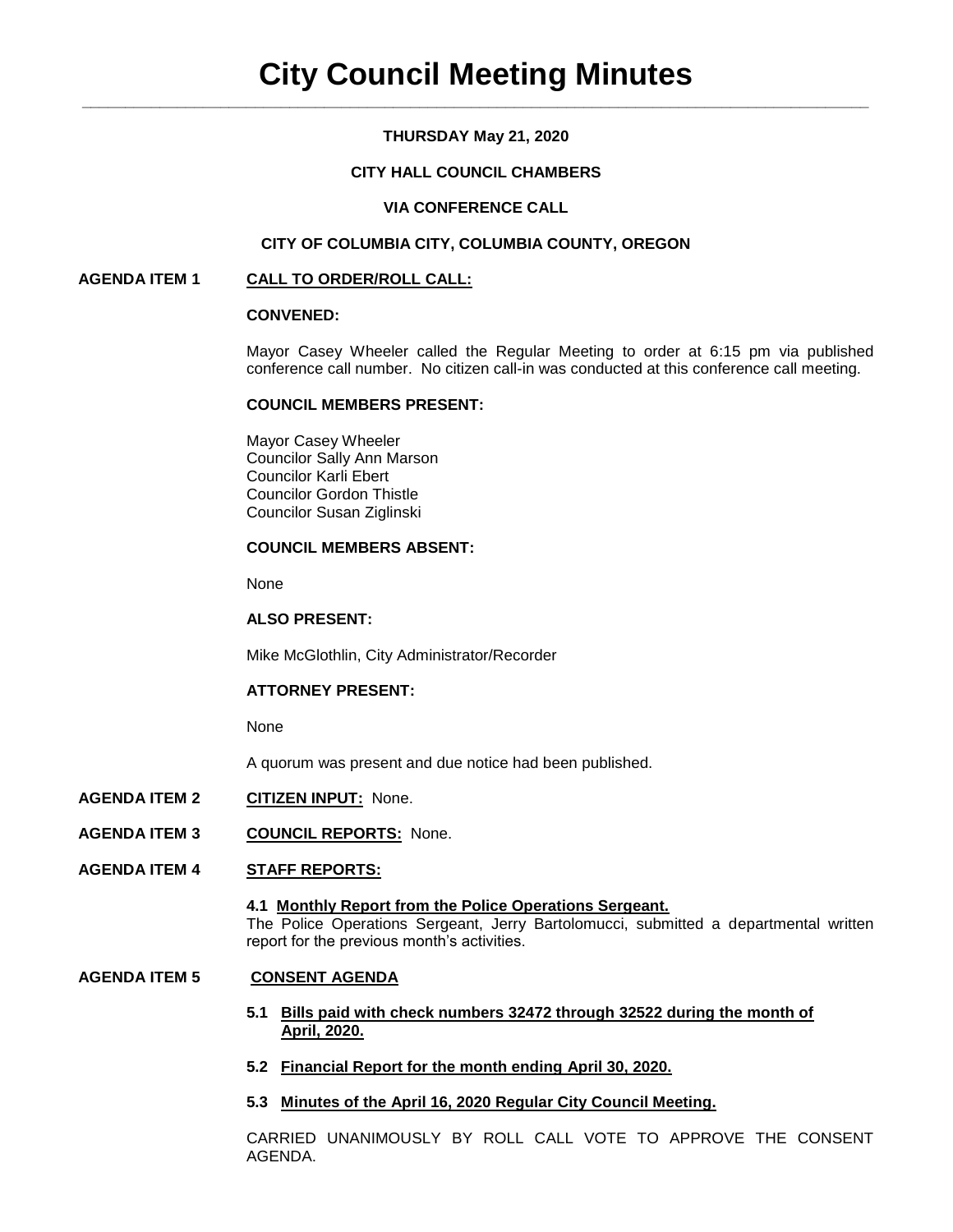# City Council Meeting Minutes

**THURSDAY May 21, 2020**

**CITY HALL COUNCIL CHAMBERS**

**VIA CONFERENCE CALL**

**CITY OF COLUMBIA CITY, COLUMBIA COUNTY, OREGON**

**AGENDA ITEM 1 CALL TO ORDER/ROLL CALL:**

**CONVENED:**

Mayor Casey Wheeler called the Regular Meeting to order at 6:15 pm via published conference call number. No citizen call-in was conducted at this conference call meeting.

**COUNCIL MEMBERS PRESENT:**

Mayor Casey Wheeler
Councilor Sally Ann Marson
Councilor Karli Ebert
Councilor Gordon Thistle
Councilor Susan Ziglinski

**COUNCIL MEMBERS ABSENT:**

None

**ALSO PRESENT:**

Mike McGlothlin, City Administrator/Recorder

**ATTORNEY PRESENT:**

None

A quorum was present and due notice had been published.

**AGENDA ITEM 2 CITIZEN INPUT:** None.

**AGENDA ITEM 3 COUNCIL REPORTS:** None.

**AGENDA ITEM 4 STAFF REPORTS:**

**4.1 Monthly Report from the Police Operations Sergeant.**
The Police Operations Sergeant, Jerry Bartolomucci, submitted a departmental written report for the previous month's activities.

**AGENDA ITEM 5 CONSENT AGENDA**

**5.1 Bills paid with check numbers 32472 through 32522 during the month of April, 2020.**

**5.2 Financial Report for the month ending April 30, 2020.**

**5.3 Minutes of the April 16, 2020 Regular City Council Meeting.**

CARRIED UNANIMOUSLY BY ROLL CALL VOTE TO APPROVE THE CONSENT AGENDA.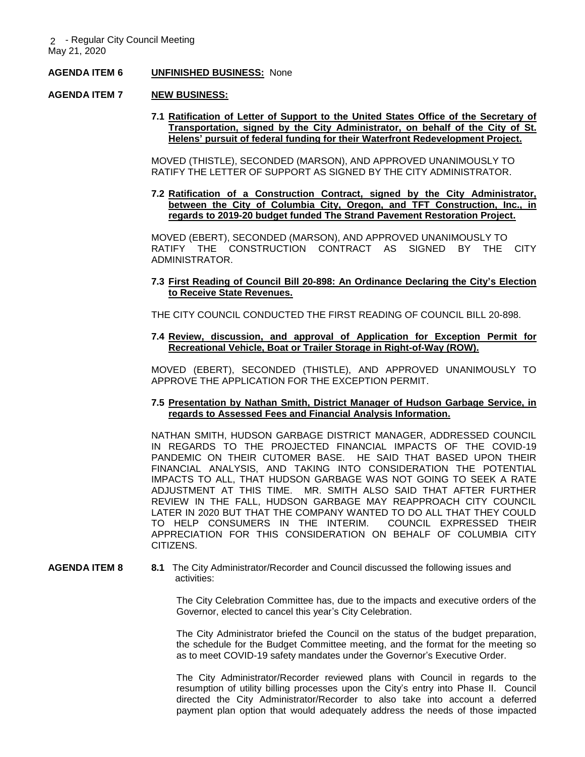**AGENDA ITEM 6** **UNFINISHED BUSINESS:** None

**AGENDA ITEM 7** **NEW BUSINESS:**

**7.1 Ratification of Letter of Support to the United States Office of the Secretary of Transportation, signed by the City Administrator, on behalf of the City of St. Helens' pursuit of federal funding for their Waterfront Redevelopment Project.**

MOVED (THISTLE), SECONDED (MARSON), AND APPROVED UNANIMOUSLY TO RATIFY THE LETTER OF SUPPORT AS SIGNED BY THE CITY ADMINISTRATOR.

**7.2 Ratification of a Construction Contract, signed by the City Administrator, between the City of Columbia City, Oregon, and TFT Construction, Inc., in regards to 2019-20 budget funded The Strand Pavement Restoration Project.**

MOVED (EBERT), SECONDED (MARSON), AND APPROVED UNANIMOUSLY TO RATIFY THE CONSTRUCTION CONTRACT AS SIGNED BY THE CITY ADMINISTRATOR.

**7.3 First Reading of Council Bill 20-898: An Ordinance Declaring the City's Election to Receive State Revenues.**

THE CITY COUNCIL CONDUCTED THE FIRST READING OF COUNCIL BILL 20-898.

**7.4 Review, discussion, and approval of Application for Exception Permit for Recreational Vehicle, Boat or Trailer Storage in Right-of-Way (ROW).**

MOVED (EBERT), SECONDED (THISTLE), AND APPROVED UNANIMOUSLY TO APPROVE THE APPLICATION FOR THE EXCEPTION PERMIT.

**7.5 Presentation by Nathan Smith, District Manager of Hudson Garbage Service, in regards to Assessed Fees and Financial Analysis Information.**

NATHAN SMITH, HUDSON GARBAGE DISTRICT MANAGER, ADDRESSED COUNCIL IN REGARDS TO THE PROJECTED FINANCIAL IMPACTS OF THE COVID-19 PANDEMIC ON THEIR CUTOMER BASE. HE SAID THAT BASED UPON THEIR FINANCIAL ANALYSIS, AND TAKING INTO CONSIDERATION THE POTENTIAL IMPACTS TO ALL, THAT HUDSON GARBAGE WAS NOT GOING TO SEEK A RATE ADJUSTMENT AT THIS TIME. MR. SMITH ALSO SAID THAT AFTER FURTHER REVIEW IN THE FALL, HUDSON GARBAGE MAY REAPPROACH CITY COUNCIL LATER IN 2020 BUT THAT THE COMPANY WANTED TO DO ALL THAT THEY COULD TO HELP CONSUMERS IN THE INTERIM. COUNCIL EXPRESSED THEIR APPRECIATION FOR THIS CONSIDERATION ON BEHALF OF COLUMBIA CITY CITIZENS.

**AGENDA ITEM 8** **8.1** The City Administrator/Recorder and Council discussed the following issues and activities:

The City Celebration Committee has, due to the impacts and executive orders of the Governor, elected to cancel this year's City Celebration.

The City Administrator briefed the Council on the status of the budget preparation, the schedule for the Budget Committee meeting, and the format for the meeting so as to meet COVID-19 safety mandates under the Governor's Executive Order.

The City Administrator/Recorder reviewed plans with Council in regards to the resumption of utility billing processes upon the City's entry into Phase II. Council directed the City Administrator/Recorder to also take into account a deferred payment plan option that would adequately address the needs of those impacted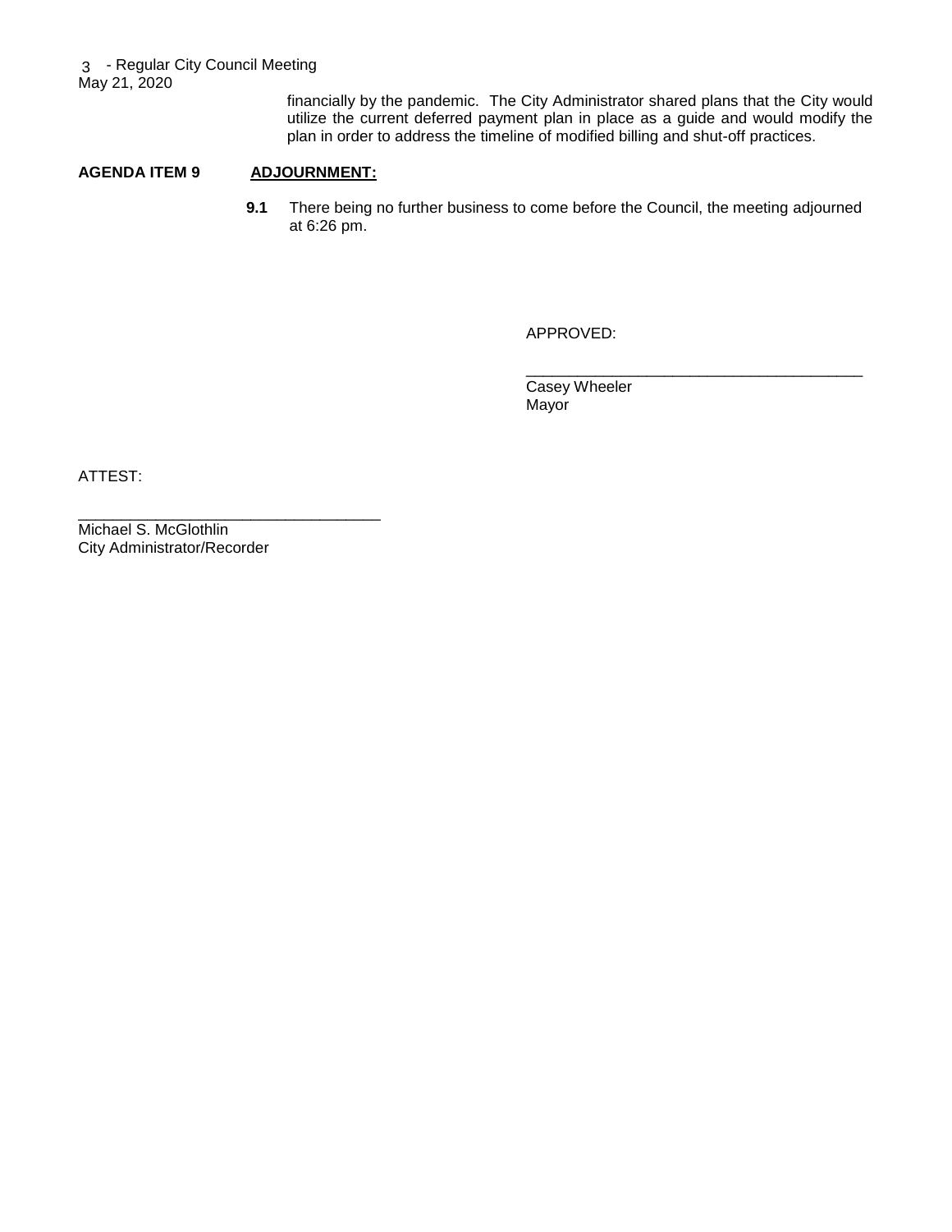financially by the pandemic. The City Administrator shared plans that the City would utilize the current deferred payment plan in place as a guide and would modify the plan in order to address the timeline of modified billing and shut-off practices.

**AGENDA ITEM 9** **ADJOURNMENT:**

**9.1** There being no further business to come before the Council, the meeting adjourned at 6:26 pm.

APPROVED:

\_\_\_\_\_\_\_\_\_\_\_\_\_\_\_\_\_\_\_\_\_\_\_\_\_\_\_\_\_\_\_\_\_\_\_\_\_\_\_\_
Casey Wheeler
Mayor

ATTEST:

\_\_\_\_\_\_\_\_\_\_\_\_\_\_\_\_\_\_\_\_\_\_\_\_\_\_\_\_\_\_\_\_\_\_\_\_
Michael S. McGlothlin
City Administrator/Recorder